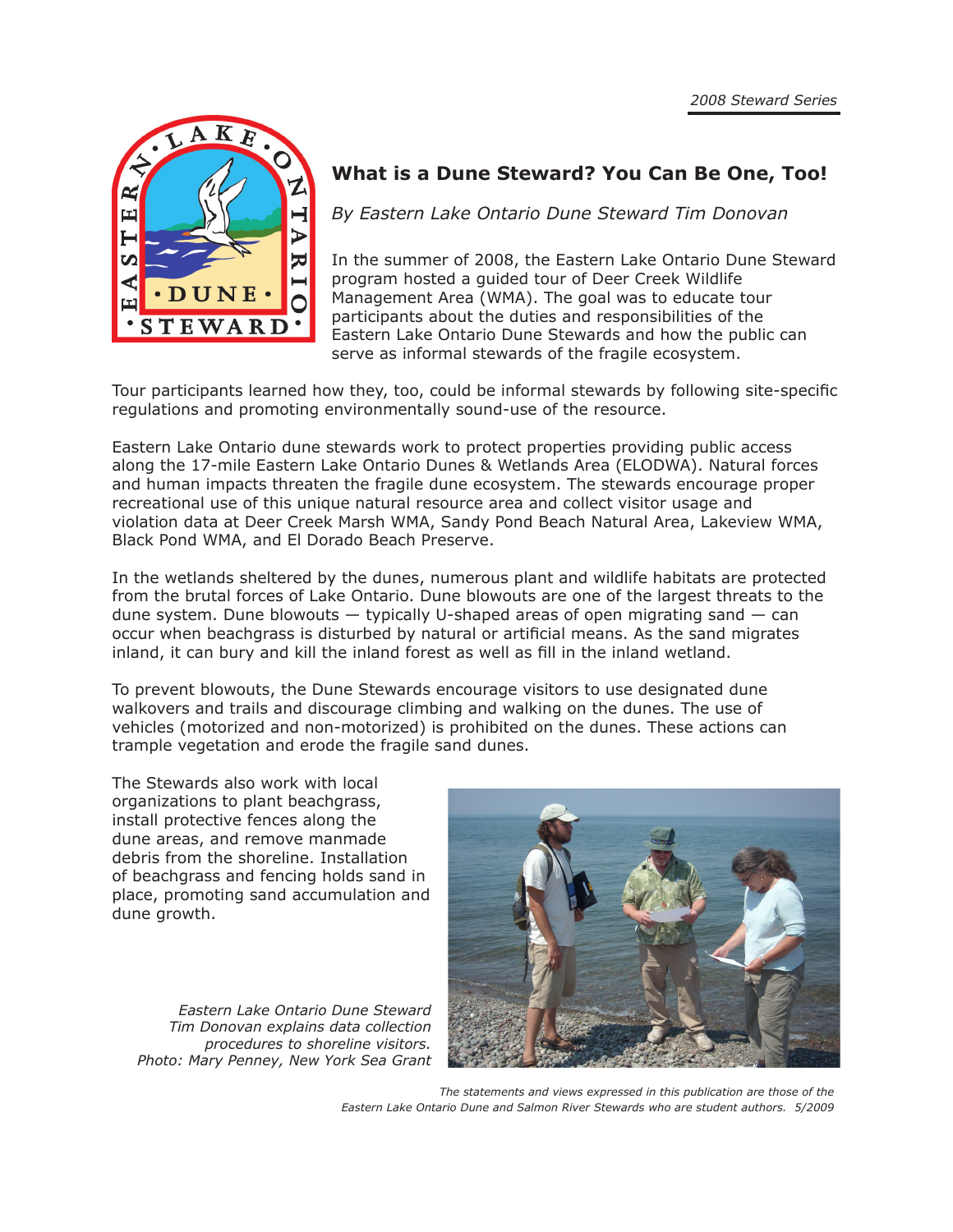# What is a Dune Steward? You Can Be One, Too!

*By Eastern Lake Ontario Dune Steward Tim Donovan*

In the summer of 2008, the Eastern Lake Ontario Dune Steward program hosted a guided tour of Deer Creek Wildlife Management Area (WMA). The goal was to educate tour participants about the duties and responsibilities of the Eastern Lake Ontario Dune Stewards and how the public can serve as informal stewards of the fragile ecosystem.

Tour participants learned how they, too, could be informal stewards by following site-specific regulations and promoting environmentally sound-use of the resource.

Eastern Lake Ontario dune stewards work to protect properties providing public access along the 17-mile Eastern Lake Ontario Dunes & Wetlands Area (ELODWA). Natural forces and human impacts threaten the fragile dune ecosystem. The stewards encourage proper recreational use of this unique natural resource area and collect visitor usage and violation data at Deer Creek Marsh WMA, Sandy Pond Beach Natural Area, Lakeview WMA, Black Pond WMA, and El Dorado Beach Preserve.

In the wetlands sheltered by the dunes, numerous plant and wildlife habitats are protected from the brutal forces of Lake Ontario. Dune blowouts are one of the largest threats to the dune system. Dune blowouts — typically U-shaped areas of open migrating sand — can occur when beachgrass is disturbed by natural or artificial means. As the sand migrates inland, it can bury and kill the inland forest as well as fill in the inland wetland.

To prevent blowouts, the Dune Stewards encourage visitors to use designated dune walkovers and trails and discourage climbing and walking on the dunes. The use of vehicles (motorized and non-motorized) is prohibited on the dunes. These actions can trample vegetation and erode the fragile sand dunes.

The Stewards also work with local organizations to plant beachgrass, install protective fences along the dune areas, and remove manmade debris from the shoreline. Installation of beachgrass and fencing holds sand in place, promoting sand accumulation and dune growth.

*Eastern Lake Ontario Dune Steward Tim Donovan explains data collection procedures to shoreline visitors. Photo: Mary Penney, New York Sea Grant*

*The statements and views expressed in this publication are those of the Eastern Lake Ontario Dune and Salmon River Stewards who are student authors. 5/2009*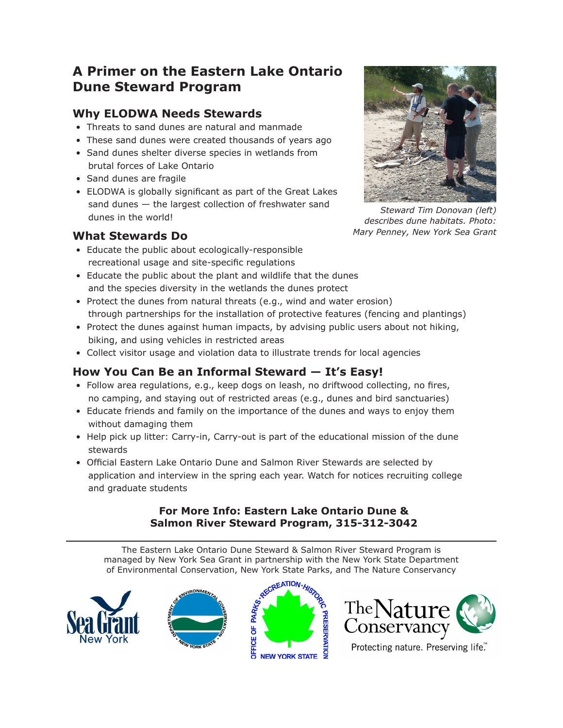# A Primer on the Eastern Lake Ontario Dune Steward Program

## Why ELODWA Needs Stewards

- Threats to sand dunes are natural and manmade
- These sand dunes were created thousands of years ago
- Sand dunes shelter diverse species in wetlands from brutal forces of Lake Ontario
- Sand dunes are fragile
- ELODWA is globally significant as part of the Great Lakes sand dunes — the largest collection of freshwater sand dunes in the world!

*Steward Tim Donovan (left) describes dune habitats. Photo: Mary Penney, New York Sea Grant*

## What Stewards Do

- Educate the public about ecologically-responsible recreational usage and site-specific regulations
- Educate the public about the plant and wildlife that the dunes and the species diversity in the wetlands the dunes protect
- Protect the dunes from natural threats (e.g., wind and water erosion) through partnerships for the installation of protective features (fencing and plantings)
- Protect the dunes against human impacts, by advising public users about not hiking, biking, and using vehicles in restricted areas
- Collect visitor usage and violation data to illustrate trends for local agencies

## How You Can Be an Informal Steward — It's Easy!

- Follow area regulations, e.g., keep dogs on leash, no driftwood collecting, no fires, no camping, and staying out of restricted areas (e.g., dunes and bird sanctuaries)
- Educate friends and family on the importance of the dunes and ways to enjoy them without damaging them
- Help pick up litter: Carry-in, Carry-out is part of the educational mission of the dune stewards
- Official Eastern Lake Ontario Dune and Salmon River Stewards are selected by application and interview in the spring each year. Watch for notices recruiting college and graduate students

**For More Info: Eastern Lake Ontario Dune & Salmon River Steward Program, 315-312-3042**

---

The Eastern Lake Ontario Dune Steward & Salmon River Steward Program is managed by New York Sea Grant in partnership with the New York State Department of Environmental Conservation, New York State Parks, and The Nature Conservancy

Sea Grant New York

Department of Environmental Conservation New York State

Office of Parks, Recreation, Historic Preservation New York State

The Nature Conservancy — Protecting nature. Preserving life.™